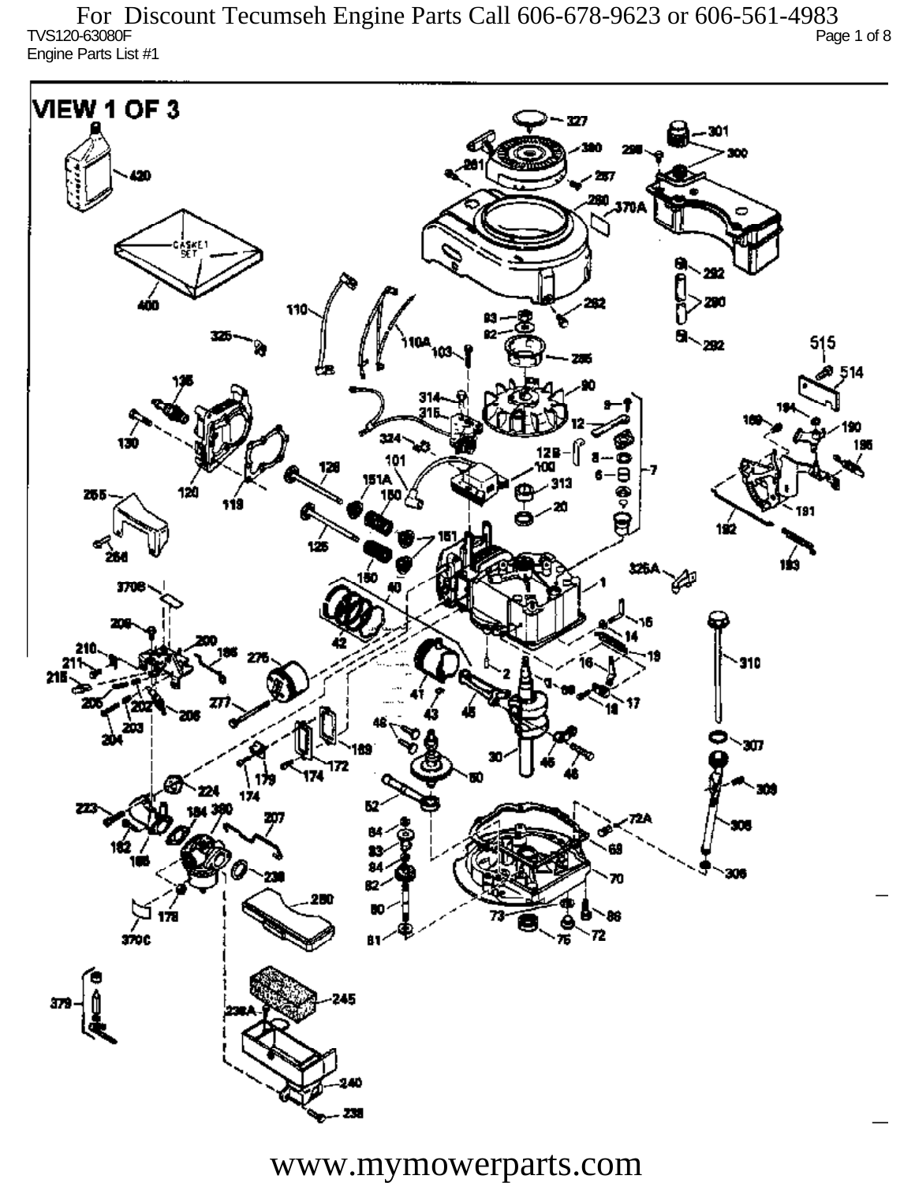For Discount Tecumseh Engine Parts Call 606-678-9623 or 606-561-4983

TVS120-63080F

Engine Parts List #1

VIEW 1 OF 3

www.mymowerparts.com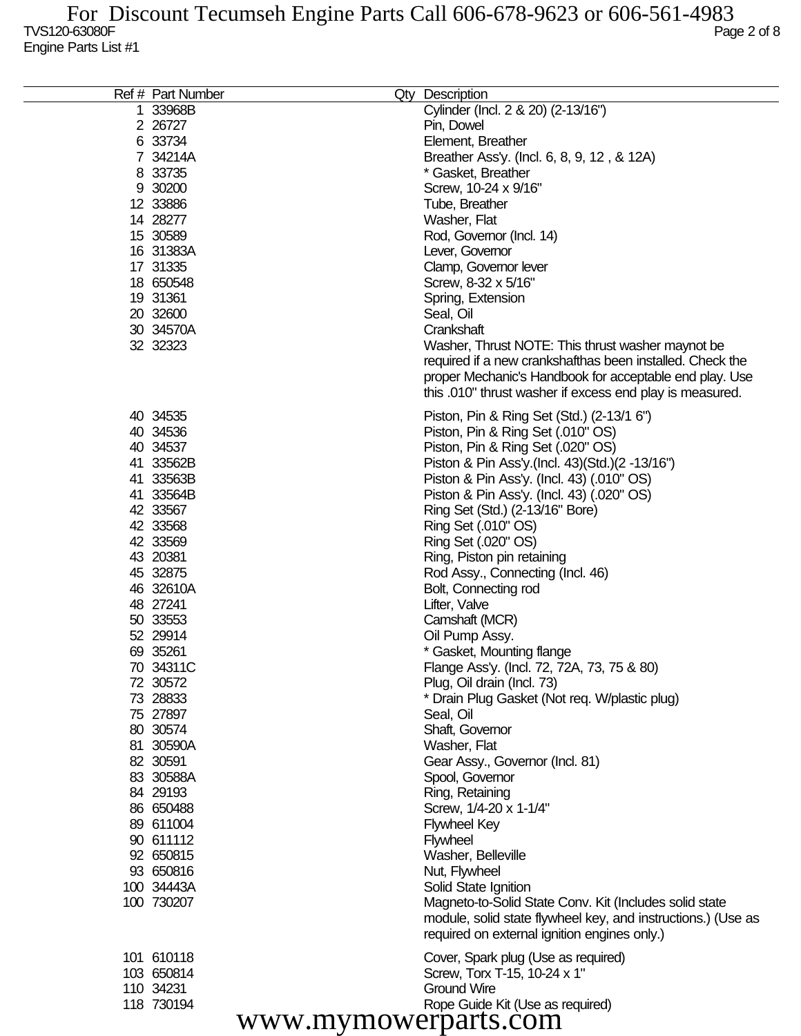TVS120-63080F

Engine Parts List #1

| Ref # | Part Number | Qty | Description |
|---|---|---|---|
| 1 | 33968B | | Cylinder (Incl. 2 & 20) (2-13/16") |
| 2 | 26727 | | Pin, Dowel |
| 6 | 33734 | | Element, Breather |
| 7 | 34214A | | Breather Ass'y. (Incl. 6, 8, 9, 12 , & 12A) |
| 8 | 33735 | | * Gasket, Breather |
| 9 | 30200 | | Screw, 10-24 x 9/16" |
| 12 | 33886 | | Tube, Breather |
| 14 | 28277 | | Washer, Flat |
| 15 | 30589 | | Rod, Governor (Incl. 14) |
| 16 | 31383A | | Lever, Governor |
| 17 | 31335 | | Clamp, Governor lever |
| 18 | 650548 | | Screw, 8-32 x 5/16" |
| 19 | 31361 | | Spring, Extension |
| 20 | 32600 | | Seal, Oil |
| 30 | 34570A | | Crankshaft |
| 32 | 32323 | | Washer, Thrust NOTE: This thrust washer maynot be required if a new crankshafthas been installed. Check the proper Mechanic's Handbook for acceptable end play. Use this .010" thrust washer if excess end play is measured. |
| 40 | 34535 | | Piston, Pin & Ring Set (Std.) (2-13/1 6") |
| 40 | 34536 | | Piston, Pin & Ring Set (.010" OS) |
| 40 | 34537 | | Piston, Pin & Ring Set (.020" OS) |
| 41 | 33562B | | Piston & Pin Ass'y.(Incl. 43)(Std.)(2 -13/16") |
| 41 | 33563B | | Piston & Pin Ass'y. (Incl. 43) (.010" OS) |
| 41 | 33564B | | Piston & Pin Ass'y. (Incl. 43) (.020" OS) |
| 42 | 33567 | | Ring Set (Std.) (2-13/16" Bore) |
| 42 | 33568 | | Ring Set (.010" OS) |
| 42 | 33569 | | Ring Set (.020" OS) |
| 43 | 20381 | | Ring, Piston pin retaining |
| 45 | 32875 | | Rod Assy., Connecting (Incl. 46) |
| 46 | 32610A | | Bolt, Connecting rod |
| 48 | 27241 | | Lifter, Valve |
| 50 | 33553 | | Camshaft (MCR) |
| 52 | 29914 | | Oil Pump Assy. |
| 69 | 35261 | | * Gasket, Mounting flange |
| 70 | 34311C | | Flange Ass'y. (Incl. 72, 72A, 73, 75 & 80) |
| 72 | 30572 | | Plug, Oil drain (Incl. 73) |
| 73 | 28833 | | * Drain Plug Gasket (Not req. W/plastic plug) |
| 75 | 27897 | | Seal, Oil |
| 80 | 30574 | | Shaft, Governor |
| 81 | 30590A | | Washer, Flat |
| 82 | 30591 | | Gear Assy., Governor (Incl. 81) |
| 83 | 30588A | | Spool, Governor |
| 84 | 29193 | | Ring, Retaining |
| 86 | 650488 | | Screw, 1/4-20 x 1-1/4" |
| 89 | 611004 | | Flywheel Key |
| 90 | 611112 | | Flywheel |
| 92 | 650815 | | Washer, Belleville |
| 93 | 650816 | | Nut, Flywheel |
| 100 | 34443A | | Solid State Ignition |
| 100 | 730207 | | Magneto-to-Solid State Conv. Kit (Includes solid state module, solid state flywheel key, and instructions.) (Use as required on external ignition engines only.) |
| 101 | 610118 | | Cover, Spark plug (Use as required) |
| 103 | 650814 | | Screw, Torx T-15, 10-24 x 1" |
| 110 | 34231 | | Ground Wire |
| 118 | 730194 | | Rope Guide Kit (Use as required) |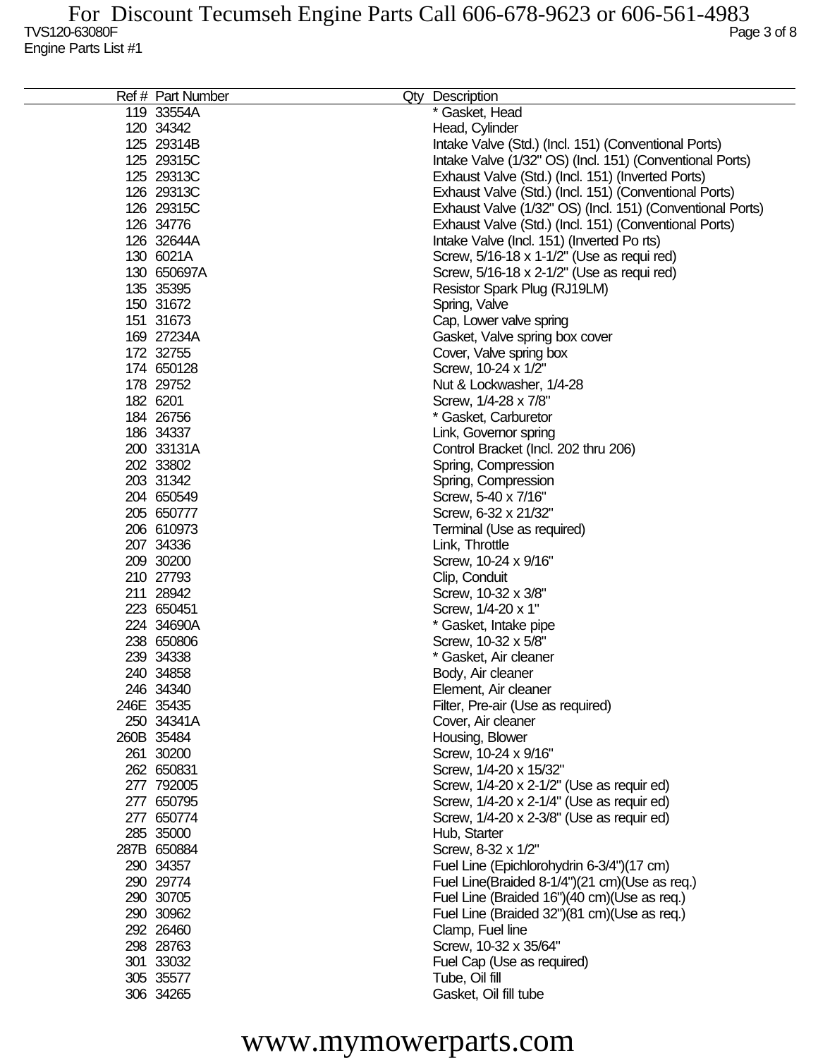| Ref # | Part Number | Qty | Description |
|---|---|---|---|
| 119 | 33554A | | * Gasket, Head |
| 120 | 34342 | | Head, Cylinder |
| 125 | 29314B | | Intake Valve (Std.) (Incl. 151) (Conventional Ports) |
| 125 | 29315C | | Intake Valve (1/32" OS) (Incl. 151) (Conventional Ports) |
| 125 | 29313C | | Exhaust Valve (Std.) (Incl. 151) (Inverted Ports) |
| 126 | 29313C | | Exhaust Valve (Std.) (Incl. 151) (Conventional Ports) |
| 126 | 29315C | | Exhaust Valve (1/32" OS) (Incl. 151) (Conventional Ports) |
| 126 | 34776 | | Exhaust Valve (Std.) (Incl. 151) (Conventional Ports) |
| 126 | 32644A | | Intake Valve (Incl. 151) (Inverted Po rts) |
| 130 | 6021A | | Screw, 5/16-18 x 1-1/2" (Use as requi red) |
| 130 | 650697A | | Screw, 5/16-18 x 2-1/2" (Use as requi red) |
| 135 | 35395 | | Resistor Spark Plug (RJ19LM) |
| 150 | 31672 | | Spring, Valve |
| 151 | 31673 | | Cap, Lower valve spring |
| 169 | 27234A | | Gasket, Valve spring box cover |
| 172 | 32755 | | Cover, Valve spring box |
| 174 | 650128 | | Screw, 10-24 x 1/2" |
| 178 | 29752 | | Nut & Lockwasher, 1/4-28 |
| 182 | 6201 | | Screw, 1/4-28 x 7/8" |
| 184 | 26756 | | * Gasket, Carburetor |
| 186 | 34337 | | Link, Governor spring |
| 200 | 33131A | | Control Bracket (Incl. 202 thru 206) |
| 202 | 33802 | | Spring, Compression |
| 203 | 31342 | | Spring, Compression |
| 204 | 650549 | | Screw, 5-40 x 7/16" |
| 205 | 650777 | | Screw, 6-32 x 21/32" |
| 206 | 610973 | | Terminal (Use as required) |
| 207 | 34336 | | Link, Throttle |
| 209 | 30200 | | Screw, 10-24 x 9/16" |
| 210 | 27793 | | Clip, Conduit |
| 211 | 28942 | | Screw, 10-32 x 3/8" |
| 223 | 650451 | | Screw, 1/4-20 x 1" |
| 224 | 34690A | | * Gasket, Intake pipe |
| 238 | 650806 | | Screw, 10-32 x 5/8" |
| 239 | 34338 | | * Gasket, Air cleaner |
| 240 | 34858 | | Body, Air cleaner |
| 246 | 34340 | | Element, Air cleaner |
| 246E | 35435 | | Filter, Pre-air (Use as required) |
| 250 | 34341A | | Cover, Air cleaner |
| 260B | 35484 | | Housing, Blower |
| 261 | 30200 | | Screw, 10-24 x 9/16" |
| 262 | 650831 | | Screw, 1/4-20 x 15/32" |
| 277 | 792005 | | Screw, 1/4-20 x 2-1/2" (Use as requir ed) |
| 277 | 650795 | | Screw, 1/4-20 x 2-1/4" (Use as requir ed) |
| 277 | 650774 | | Screw, 1/4-20 x 2-3/8" (Use as requir ed) |
| 285 | 35000 | | Hub, Starter |
| 287B | 650884 | | Screw, 8-32 x 1/2" |
| 290 | 34357 | | Fuel Line (Epichlorohydrin 6-3/4")(17 cm) |
| 290 | 29774 | | Fuel Line(Braided 8-1/4")(21 cm)(Use as req.) |
| 290 | 30705 | | Fuel Line (Braided 16")(40 cm)(Use as req.) |
| 290 | 30962 | | Fuel Line (Braided 32")(81 cm)(Use as req.) |
| 292 | 26460 | | Clamp, Fuel line |
| 298 | 28763 | | Screw, 10-32 x 35/64" |
| 301 | 33032 | | Fuel Cap (Use as required) |
| 305 | 35577 | | Tube, Oil fill |
| 306 | 34265 | | Gasket, Oil fill tube |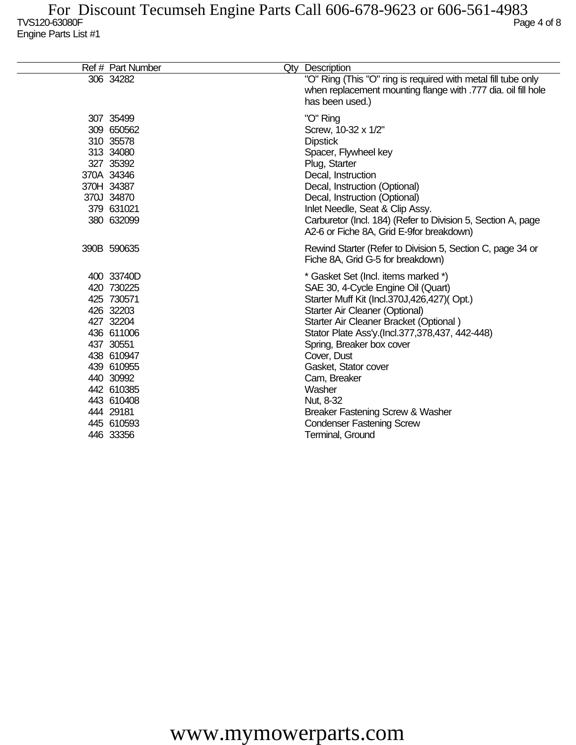| Ref # | Part Number | Qty | Description |
|---|---|---|---|
| 306 | 34282 | | "O" Ring (This "O" ring is required with metal fill tube only when replacement mounting flange with .777 dia. oil fill hole has been used.) |
| 307 | 35499 | | "O" Ring |
| 309 | 650562 | | Screw, 10-32 x 1/2" |
| 310 | 35578 | | Dipstick |
| 313 | 34080 | | Spacer, Flywheel key |
| 327 | 35392 | | Plug, Starter |
| 370A | 34346 | | Decal, Instruction |
| 370H | 34387 | | Decal, Instruction (Optional) |
| 370J | 34870 | | Decal, Instruction (Optional) |
| 379 | 631021 | | Inlet Needle, Seat & Clip Assy. |
| 380 | 632099 | | Carburetor (Incl. 184) (Refer to Division 5, Section A, page A2-6 or Fiche 8A, Grid E-9for breakdown) |
| 390B | 590635 | | Rewind Starter (Refer to Division 5, Section C, page 34 or Fiche 8A, Grid G-5 for breakdown) |
| 400 | 33740D | | * Gasket Set (Incl. items marked *) |
| 420 | 730225 | | SAE 30, 4-Cycle Engine Oil (Quart) |
| 425 | 730571 | | Starter Muff Kit (Incl.370J,426,427)( Opt.) |
| 426 | 32203 | | Starter Air Cleaner (Optional) |
| 427 | 32204 | | Starter Air Cleaner Bracket (Optional ) |
| 436 | 611006 | | Stator Plate Ass'y.(Incl.377,378,437, 442-448) |
| 437 | 30551 | | Spring, Breaker box cover |
| 438 | 610947 | | Cover, Dust |
| 439 | 610955 | | Gasket, Stator cover |
| 440 | 30992 | | Cam, Breaker |
| 442 | 610385 | | Washer |
| 443 | 610408 | | Nut, 8-32 |
| 444 | 29181 | | Breaker Fastening Screw & Washer |
| 445 | 610593 | | Condenser Fastening Screw |
| 446 | 33356 | | Terminal, Ground |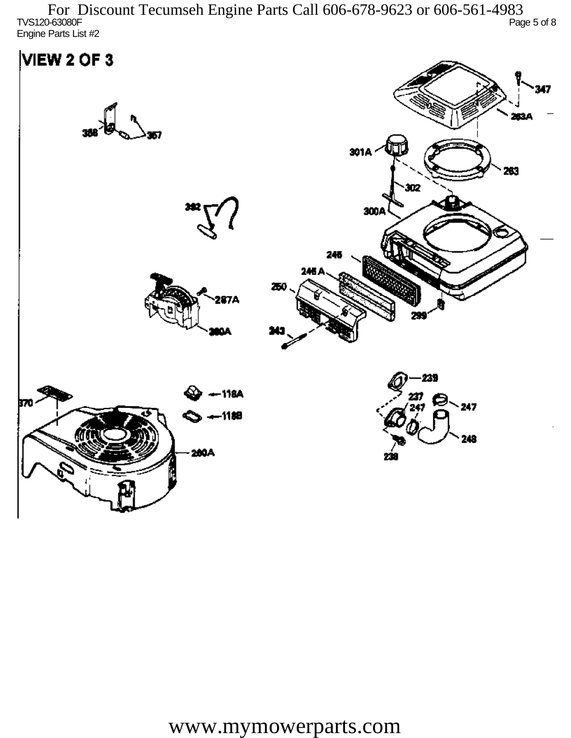For Discount Tecumseh Engine Parts Call 606-678-9623 or 606-561-4983

TVS120-63080F

Engine Parts List #2

# VIEW 2 OF 3

347
263A
358
357
301A
263
302
300A
392
246
246 A
250
287A
299
260A
243
239
118A
237
247
247
370
118B
248
260A
238

www.mymowerparts.com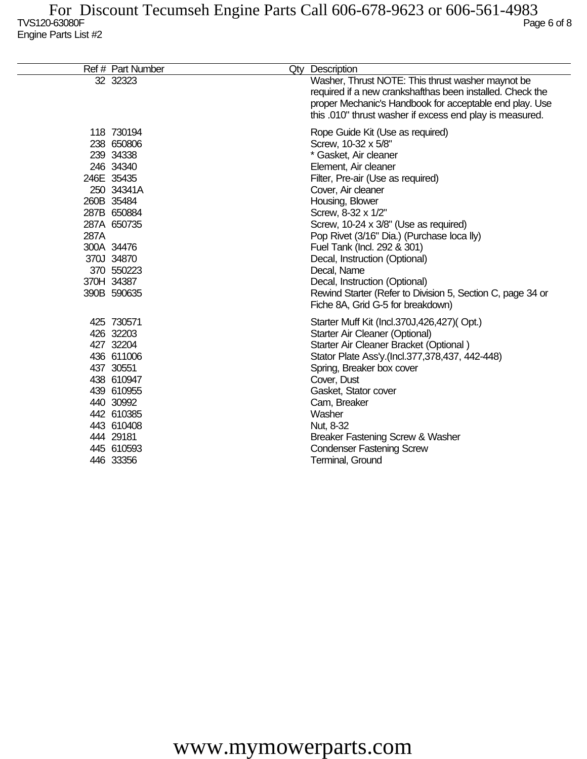For Discount Tecumseh Engine Parts Call 606-678-9623 or 606-561-4983

TVS120-63080F

Engine Parts List #2

| Ref # | Part Number | Qty | Description |
|---|---|---|---|
| 32 | 32323 | | Washer, Thrust NOTE: This thrust washer maynot be required if a new crankshafthas been installed. Check the proper Mechanic's Handbook for acceptable end play. Use this .010" thrust washer if excess end play is measured. |
| 118 | 730194 | | Rope Guide Kit (Use as required) |
| 238 | 650806 | | Screw, 10-32 x 5/8" |
| 239 | 34338 | | * Gasket, Air cleaner |
| 246 | 34340 | | Element, Air cleaner |
| 246E | 35435 | | Filter, Pre-air (Use as required) |
| 250 | 34341A | | Cover, Air cleaner |
| 260B | 35484 | | Housing, Blower |
| 287B | 650884 | | Screw, 8-32 x 1/2" |
| 287A | 650735 | | Screw, 10-24 x 3/8" (Use as required) |
| 287A | | | Pop Rivet (3/16" Dia.) (Purchase loca lly) |
| 300A | 34476 | | Fuel Tank (Incl. 292 & 301) |
| 370J | 34870 | | Decal, Instruction (Optional) |
| 370 | 550223 | | Decal, Name |
| 370H | 34387 | | Decal, Instruction (Optional) |
| 390B | 590635 | | Rewind Starter (Refer to Division 5, Section C, page 34 or Fiche 8A, Grid G-5 for breakdown) |
| 425 | 730571 | | Starter Muff Kit (Incl.370J,426,427)( Opt.) |
| 426 | 32203 | | Starter Air Cleaner (Optional) |
| 427 | 32204 | | Starter Air Cleaner Bracket (Optional ) |
| 436 | 611006 | | Stator Plate Ass'y.(Incl.377,378,437, 442-448) |
| 437 | 30551 | | Spring, Breaker box cover |
| 438 | 610947 | | Cover, Dust |
| 439 | 610955 | | Gasket, Stator cover |
| 440 | 30992 | | Cam, Breaker |
| 442 | 610385 | | Washer |
| 443 | 610408 | | Nut, 8-32 |
| 444 | 29181 | | Breaker Fastening Screw & Washer |
| 445 | 610593 | | Condenser Fastening Screw |
| 446 | 33356 | | Terminal, Ground |

www.mymowerparts.com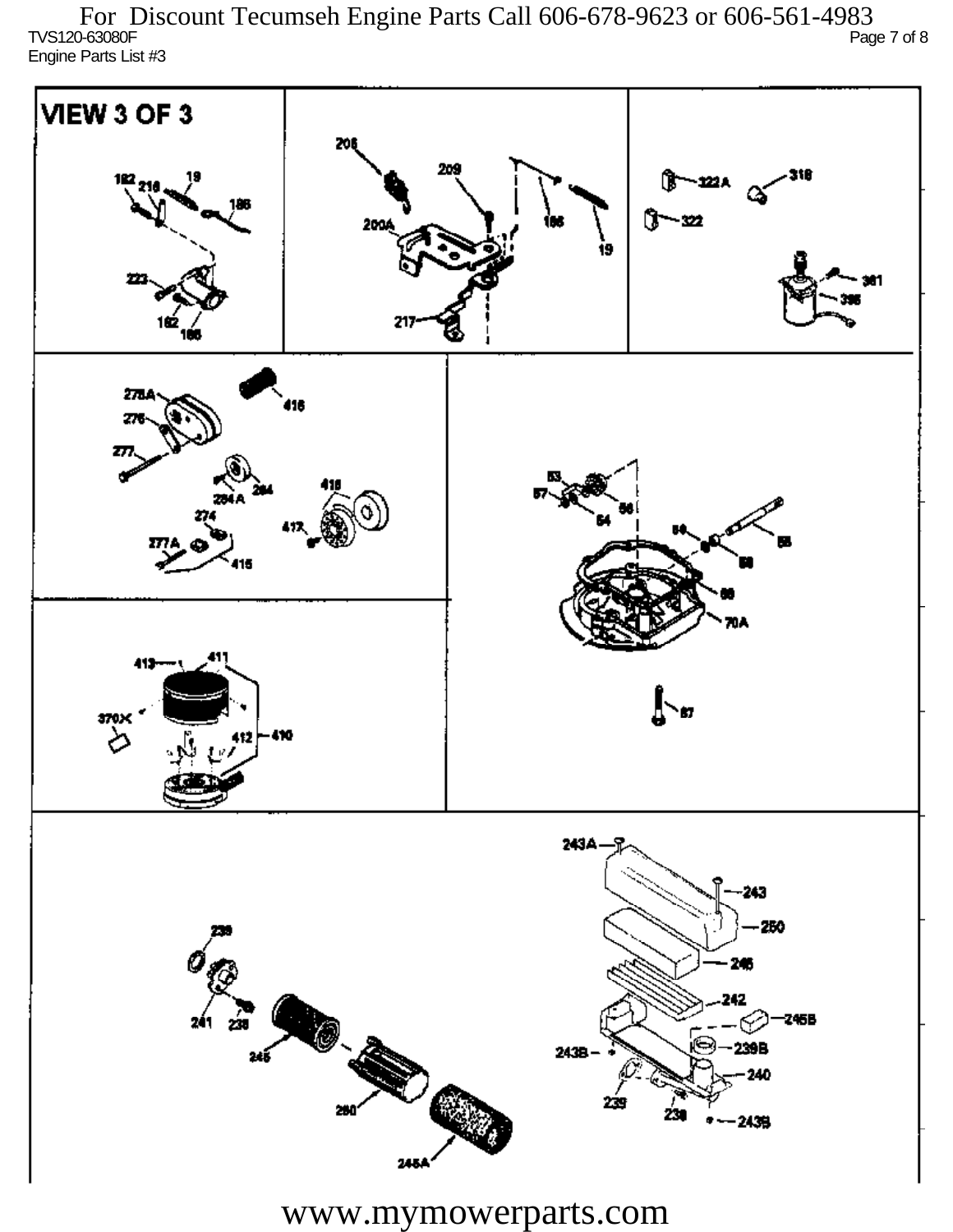For Discount Tecumseh Engine Parts Call 606-678-9623 or 606-561-4983

TVS120-63080F

Engine Parts List #3

# VIEW 3 OF 3

182 218 19 186 223 182 186

206 209 200A 186 19 217

322A 318 322 361 395

278A 418 276 277 284A 284 274 416 417 277A 415

53 57 54 56 59 55 58 66 70A 67

413 411 370X 412 410

243A 243 250 239 246 242 245B 241 238 245 243B 239B 240 280 239 238 243B 245A

www.mymowerparts.com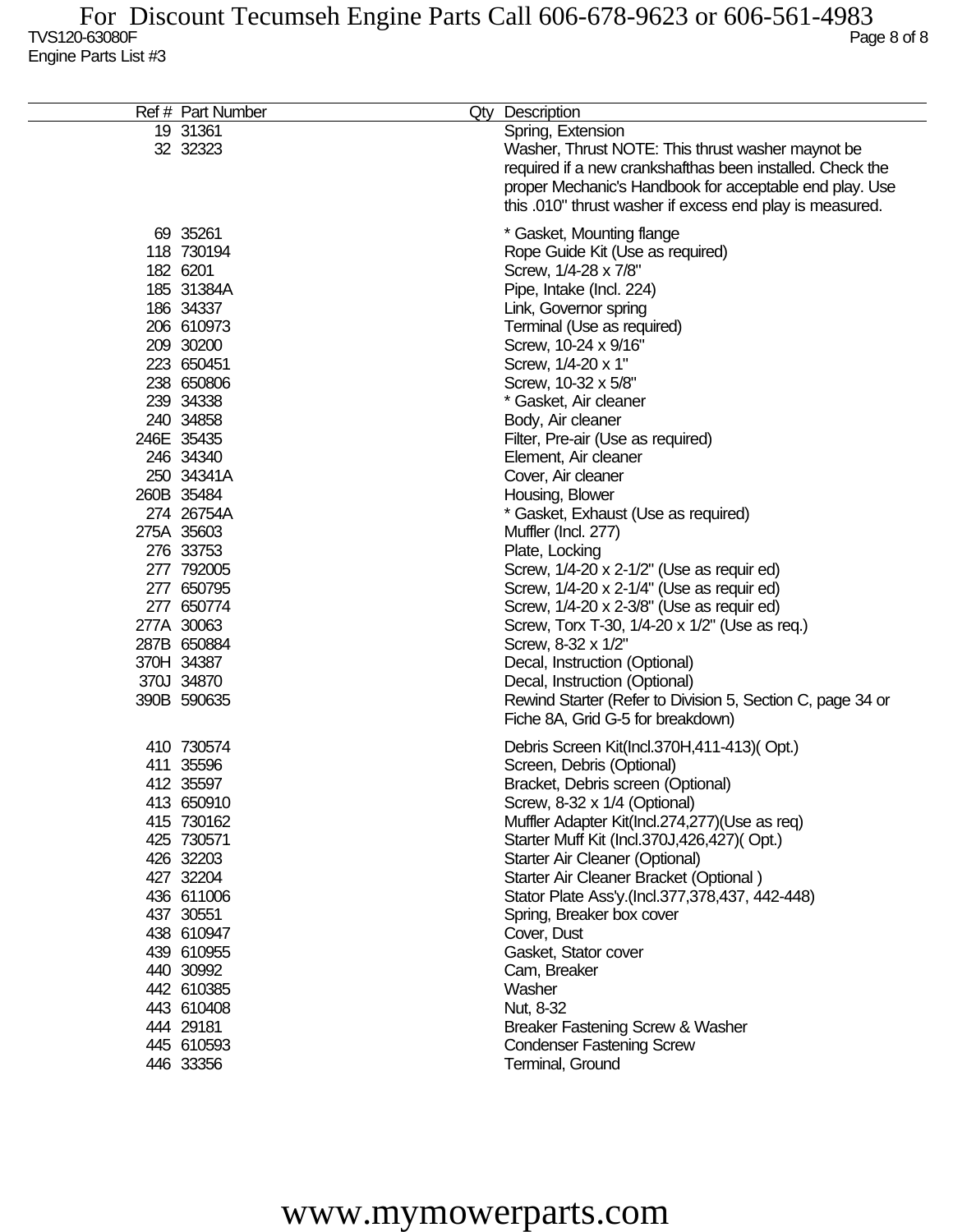For Discount Tecumseh Engine Parts Call 606-678-9623 or 606-561-4983

TVS120-63080F

Engine Parts List #3

| Ref # | Part Number | Qty | Description |
|---|---|---|---|
| 19 | 31361 | | Spring, Extension |
| 32 | 32323 | | Washer, Thrust NOTE: This thrust washer maynot be required if a new crankshafthas been installed. Check the proper Mechanic's Handbook for acceptable end play. Use this .010" thrust washer if excess end play is measured. |
| 69 | 35261 | | * Gasket, Mounting flange |
| 118 | 730194 | | Rope Guide Kit (Use as required) |
| 182 | 6201 | | Screw, 1/4-28 x 7/8" |
| 185 | 31384A | | Pipe, Intake (Incl. 224) |
| 186 | 34337 | | Link, Governor spring |
| 206 | 610973 | | Terminal (Use as required) |
| 209 | 30200 | | Screw, 10-24 x 9/16" |
| 223 | 650451 | | Screw, 1/4-20 x 1" |
| 238 | 650806 | | Screw, 10-32 x 5/8" |
| 239 | 34338 | | * Gasket, Air cleaner |
| 240 | 34858 | | Body, Air cleaner |
| 246E | 35435 | | Filter, Pre-air (Use as required) |
| 246 | 34340 | | Element, Air cleaner |
| 250 | 34341A | | Cover, Air cleaner |
| 260B | 35484 | | Housing, Blower |
| 274 | 26754A | | * Gasket, Exhaust (Use as required) |
| 275A | 35603 | | Muffler (Incl. 277) |
| 276 | 33753 | | Plate, Locking |
| 277 | 792005 | | Screw, 1/4-20 x 2-1/2" (Use as requir ed) |
| 277 | 650795 | | Screw, 1/4-20 x 2-1/4" (Use as requir ed) |
| 277 | 650774 | | Screw, 1/4-20 x 2-3/8" (Use as requir ed) |
| 277A | 30063 | | Screw, Torx T-30, 1/4-20 x 1/2" (Use as req.) |
| 287B | 650884 | | Screw, 8-32 x 1/2" |
| 370H | 34387 | | Decal, Instruction (Optional) |
| 370J | 34870 | | Decal, Instruction (Optional) |
| 390B | 590635 | | Rewind Starter (Refer to Division 5, Section C, page 34 or Fiche 8A, Grid G-5 for breakdown) |
| 410 | 730574 | | Debris Screen Kit(Incl.370H,411-413)( Opt.) |
| 411 | 35596 | | Screen, Debris (Optional) |
| 412 | 35597 | | Bracket, Debris screen (Optional) |
| 413 | 650910 | | Screw, 8-32 x 1/4 (Optional) |
| 415 | 730162 | | Muffler Adapter Kit(Incl.274,277)(Use as req) |
| 425 | 730571 | | Starter Muff Kit (Incl.370J,426,427)( Opt.) |
| 426 | 32203 | | Starter Air Cleaner (Optional) |
| 427 | 32204 | | Starter Air Cleaner Bracket (Optional ) |
| 436 | 611006 | | Stator Plate Ass'y.(Incl.377,378,437, 442-448) |
| 437 | 30551 | | Spring, Breaker box cover |
| 438 | 610947 | | Cover, Dust |
| 439 | 610955 | | Gasket, Stator cover |
| 440 | 30992 | | Cam, Breaker |
| 442 | 610385 | | Washer |
| 443 | 610408 | | Nut, 8-32 |
| 444 | 29181 | | Breaker Fastening Screw & Washer |
| 445 | 610593 | | Condenser Fastening Screw |
| 446 | 33356 | | Terminal, Ground |

www.mymowerparts.com